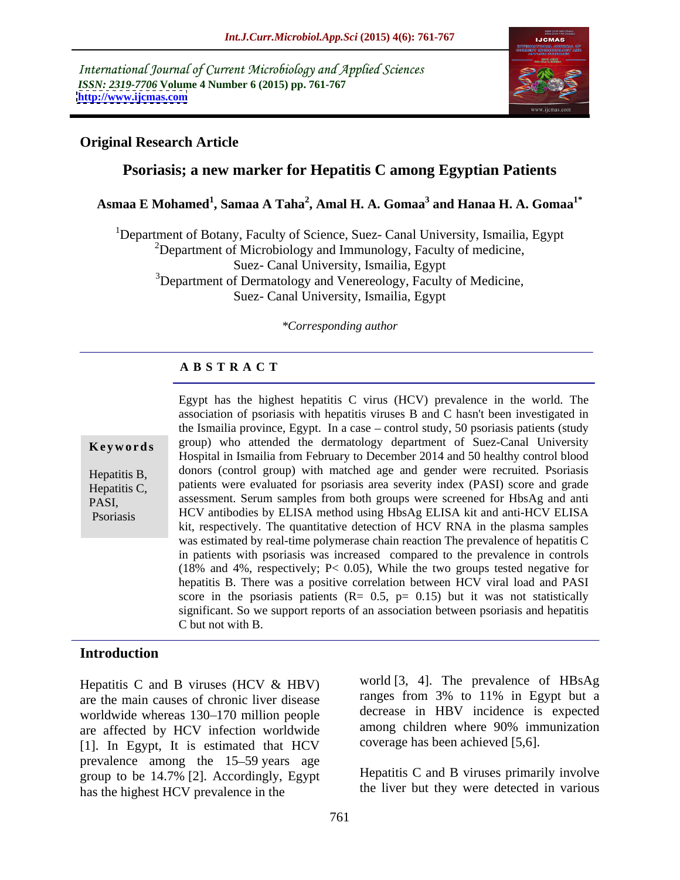International Journal of Current Microbiology and Applied Sciences
*ISSN: 2319-7706* **Volume 4 Number 6 (2015) pp. 761-767**
**http://www.ijcmas.com**

**Original Research Article**

# Psoriasis; a new marker for Hepatitis C among Egyptian Patients

**Asmaa E Mohamed[1], Samaa A Taha[2], Amal H. A. Gomaa[3] and Hanaa H. A. Gomaa[1*]**

[1]Department of Botany, Faculty of Science, Suez- Canal University, Ismailia, Egypt
[2]Department of Microbiology and Immunology, Faculty of medicine, Suez- Canal University, Ismailia, Egypt
[3]Department of Dermatology and Venereology, Faculty of Medicine, Suez- Canal University, Ismailia, Egypt

*\*Corresponding author*

## A B S T R A C T

**Keywords**

Hepatitis B, Hepatitis C, PASI, Psoriasis

Egypt has the highest hepatitis C virus (HCV) prevalence in the world. The association of psoriasis with hepatitis viruses B and C hasn't been investigated in the Ismailia province, Egypt. In a case – control study, 50 psoriasis patients (study group) who attended the dermatology department of Suez-Canal University Hospital in Ismailia from February to December 2014 and 50 healthy control blood donors (control group) with matched age and gender were recruited. Psoriasis patients were evaluated for psoriasis area severity index (PASI) score and grade assessment. Serum samples from both groups were screened for HbsAg and anti HCV antibodies by ELISA method using HbsAg ELISA kit and anti-HCV ELISA kit, respectively. The quantitative detection of HCV RNA in the plasma samples was estimated by real-time polymerase chain reaction The prevalence of hepatitis C in patients with psoriasis was increased compared to the prevalence in controls (18% and 4%, respectively; $P < 0.05$), While the two groups tested negative for hepatitis B. There was a positive correlation between HCV viral load and PASI score in the psoriasis patients ($R = 0.5$, $p = 0.15$) but it was not statistically significant. So we support reports of an association between psoriasis and hepatitis C but not with B.

## Introduction

Hepatitis C and B viruses (HCV & HBV) are the main causes of chronic liver disease worldwide whereas 130–170 million people are affected by HCV infection worldwide [1]. In Egypt, It is estimated that HCV prevalence among the 15–59 years age group to be 14.7% [2]. Accordingly, Egypt has the highest HCV prevalence in the world [3, 4]. The prevalence of HBsAg ranges from 3% to 11% in Egypt but a decrease in HBV incidence is expected among children where 90% immunization coverage has been achieved [5,6].

Hepatitis C and B viruses primarily involve the liver but they were detected in various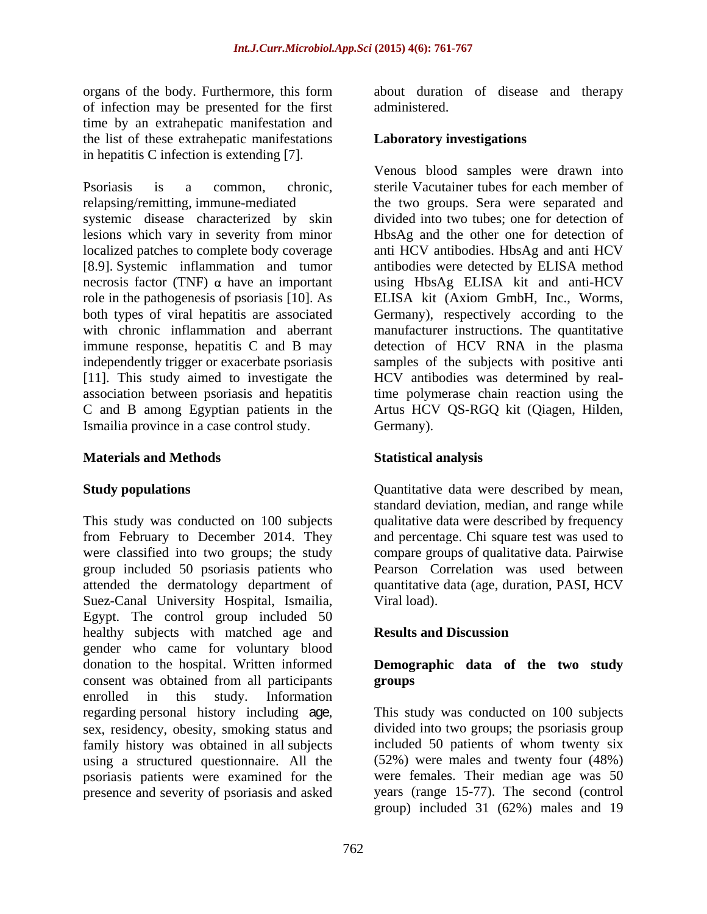organs of the body. Furthermore, this form of infection may be presented for the first time by an extrahepatic manifestation and the list of these extrahepatic manifestations in hepatitis C infection is extending [7].

Psoriasis is a common, chronic, relapsing/remitting, immune-mediated systemic disease characterized by skin lesions which vary in severity from minor localized patches to complete body coverage [8.9]. Systemic inflammation and tumor necrosis factor (TNF) $\alpha$ have an important role in the pathogenesis of psoriasis [10]. As both types of viral hepatitis are associated with chronic inflammation and aberrant immune response, hepatitis C and B may independently trigger or exacerbate psoriasis [11]. This study aimed to investigate the association between psoriasis and hepatitis C and B among Egyptian patients in the Ismailia province in a case control study.

## Materials and Methods

### Study populations

This study was conducted on 100 subjects from February to December 2014. They were classified into two groups; the study group included 50 psoriasis patients who attended the dermatology department of Suez-Canal University Hospital, Ismailia, Egypt. The control group included 50 healthy subjects with matched age and gender who came for voluntary blood donation to the hospital. Written informed consent was obtained from all participants enrolled in this study. Information regarding personal history including age, sex, residency, obesity, smoking status and family history was obtained in all subjects using a structured questionnaire. All the psoriasis patients were examined for the presence and severity of psoriasis and asked about duration of disease and therapy administered.

### Laboratory investigations

Venous blood samples were drawn into sterile Vacutainer tubes for each member of the two groups. Sera were separated and divided into two tubes; one for detection of HbsAg and the other one for detection of anti HCV antibodies. HbsAg and anti HCV antibodies were detected by ELISA method using HbsAg ELISA kit and anti-HCV ELISA kit (Axiom GmbH, Inc., Worms, Germany), respectively according to the manufacturer instructions. The quantitative detection of HCV RNA in the plasma samples of the subjects with positive anti HCV antibodies was determined by real-time polymerase chain reaction using the Artus HCV QS-RGQ kit (Qiagen, Hilden, Germany).

### Statistical analysis

Quantitative data were described by mean, standard deviation, median, and range while qualitative data were described by frequency and percentage. Chi square test was used to compare groups of qualitative data. Pairwise Pearson Correlation was used between quantitative data (age, duration, PASI, HCV Viral load).

## Results and Discussion

### Demographic data of the two study groups

This study was conducted on 100 subjects divided into two groups; the psoriasis group included 50 patients of whom twenty six (52%) were males and twenty four (48%) were females. Their median age was 50 years (range 15-77). The second (control group) included 31 (62%) males and 19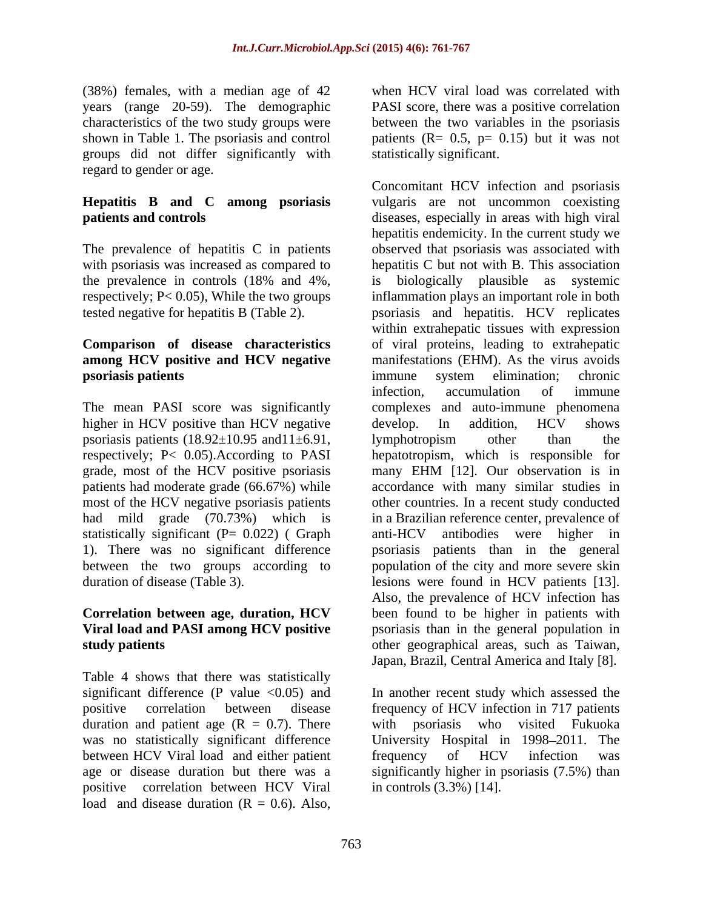(38%) females, with a median age of 42 years (range 20-59). The demographic characteristics of the two study groups were shown in Table 1. The psoriasis and control groups did not differ significantly with regard to gender or age.

### Hepatitis B and C among psoriasis patients and controls

The prevalence of hepatitis C in patients with psoriasis was increased as compared to the prevalence in controls (18% and 4%, respectively; $P < 0.05$), While the two groups tested negative for hepatitis B (Table 2).

### Comparison of disease characteristics among HCV positive and HCV negative psoriasis patients

The mean PASI score was significantly higher in HCV positive than HCV negative psoriasis patients (18.92±10.95 and11±6.91, respectively; $P < 0.05$).According to PASI grade, most of the HCV positive psoriasis patients had moderate grade (66.67%) while most of the HCV negative psoriasis patients had mild grade (70.73%) which is statistically significant ($P= 0.022$) ( Graph 1). There was no significant difference between the two groups according to duration of disease (Table 3).

### Correlation between age, duration, HCV Viral load and PASI among HCV positive study patients

Table 4 shows that there was statistically significant difference (P value <0.05) and positive correlation between disease duration and patient age ($R = 0.7$). There was no statistically significant difference between HCV Viral load and either patient age or disease duration but there was a positive correlation between HCV Viral load and disease duration ($R = 0.6$). Also, when HCV viral load was correlated with PASI score, there was a positive correlation between the two variables in the psoriasis patients ($R= 0.5$, $p= 0.15$) but it was not statistically significant.

Concomitant HCV infection and psoriasis vulgaris are not uncommon coexisting diseases, especially in areas with high viral hepatitis endemicity. In the current study we observed that psoriasis was associated with hepatitis C but not with B. This association is biologically plausible as systemic inflammation plays an important role in both psoriasis and hepatitis. HCV replicates within extrahepatic tissues with expression of viral proteins, leading to extrahepatic manifestations (EHM). As the virus avoids immune system elimination; chronic infection, accumulation of immune complexes and auto-immune phenomena develop. In addition, HCV shows lymphotropism other than the hepatotropism, which is responsible for many EHM [12]. Our observation is in accordance with many similar studies in other countries. In a recent study conducted in a Brazilian reference center, prevalence of anti-HCV antibodies were higher in psoriasis patients than in the general population of the city and more severe skin lesions were found in HCV patients [13]. Also, the prevalence of HCV infection has been found to be higher in patients with psoriasis than in the general population in other geographical areas, such as Taiwan, Japan, Brazil, Central America and Italy [8].

In another recent study which assessed the frequency of HCV infection in 717 patients with psoriasis who visited Fukuoka University Hospital in 1998–2011. The frequency of HCV infection was significantly higher in psoriasis (7.5%) than in controls (3.3%) [14].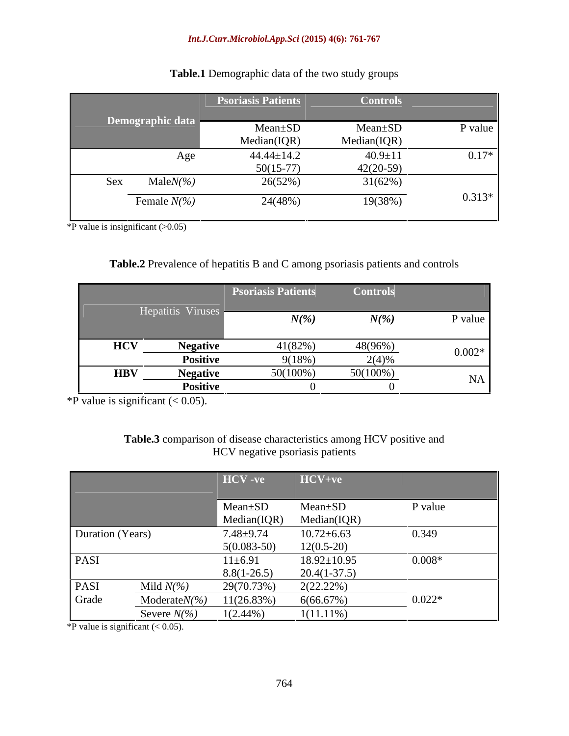**Table.1** Demographic data of the two study groups

| Demographic data | | Psoriasis Patients | Controls | |
|---|---|---|---|---|
| | | Mean±SD Median(IQR) | Mean±SD Median(IQR) | P value |
| Age | | 44.44±14.2 50(15-77) | 40.9±11 42(20-59) | 0.17* |
| Sex | Male *N(%)* | 26(52%) | 31(62%) | 0.313* |
| | Female *N(%)* | 24(48%) | 19(38%) | |

*P value is insignificant (>0.05)

**Table.2** Prevalence of hepatitis B and C among psoriasis patients and controls

| Hepatitis Viruses | | Psoriasis Patients | Controls | |
|---|---|---|---|---|
| | | *N(%)* | *N(%)* | P value |
| **HCV** | **Negative** | 41(82%) | 48(96%) | 0.002* |
| | **Positive** | 9(18%) | 2(4)% | |
| **HBV** | **Negative** | 50(100%) | 50(100%) | NA |
| | **Positive** | 0 | 0 | |

*P value is significant (< 0.05).

**Table.3** comparison of disease characteristics among HCV positive and HCV negative psoriasis patients

| | | HCV -ve | HCV+ve | |
|---|---|---|---|---|
| | | Mean±SD Median(IQR) | Mean±SD Median(IQR) | P value |
| Duration (Years) | | 7.48±9.74 5(0.083-50) | 10.72±6.63 12(0.5-20) | 0.349 |
| PASI | | 11±6.91 8.8(1-26.5) | 18.92±10.95 20.4(1-37.5) | 0.008* |
| PASI Grade | Mild *N(%)* | 29(70.73%) | 2(22.22%) | 0.022* |
| | Moderate *N(%)* | 11(26.83%) | 6(66.67%) | |
| | Severe *N(%)* | 1(2.44%) | 1(11.11%) | |

*P value is significant (< 0.05).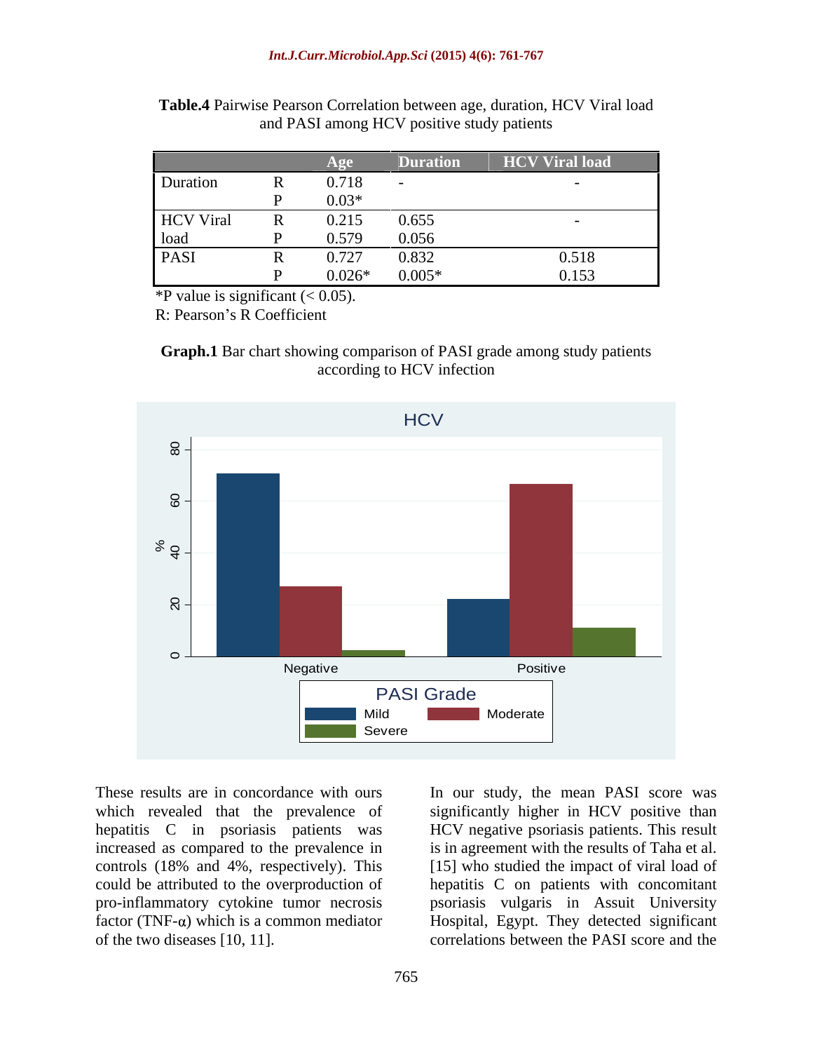**Table.4** Pairwise Pearson Correlation between age, duration, HCV Viral load and PASI among HCV positive study patients

| | | Age | Duration | HCV Viral load |
|---|---|---|---|---|
| Duration | R | 0.718 | - | - |
| | P | 0.03* | | |
| HCV Viral load | R | 0.215 | 0.655 | - |
| | P | 0.579 | 0.056 | |
| PASI | R | 0.727 | 0.832 | 0.518 |
| | P | 0.026* | 0.005* | 0.153 |

*P value is significant (< 0.05).

R: Pearson's R Coefficient

**Graph.1** Bar chart showing comparison of PASI grade among study patients according to HCV infection

These results are in concordance with ours which revealed that the prevalence of hepatitis C in psoriasis patients was increased as compared to the prevalence in controls (18% and 4%, respectively). This could be attributed to the overproduction of pro-inflammatory cytokine tumor necrosis factor (TNF-α) which is a common mediator of the two diseases [10, 11].

In our study, the mean PASI score was significantly higher in HCV positive than HCV negative psoriasis patients. This result is in agreement with the results of Taha et al. [15] who studied the impact of viral load of hepatitis C on patients with concomitant psoriasis vulgaris in Assuit University Hospital, Egypt. They detected significant correlations between the PASI score and the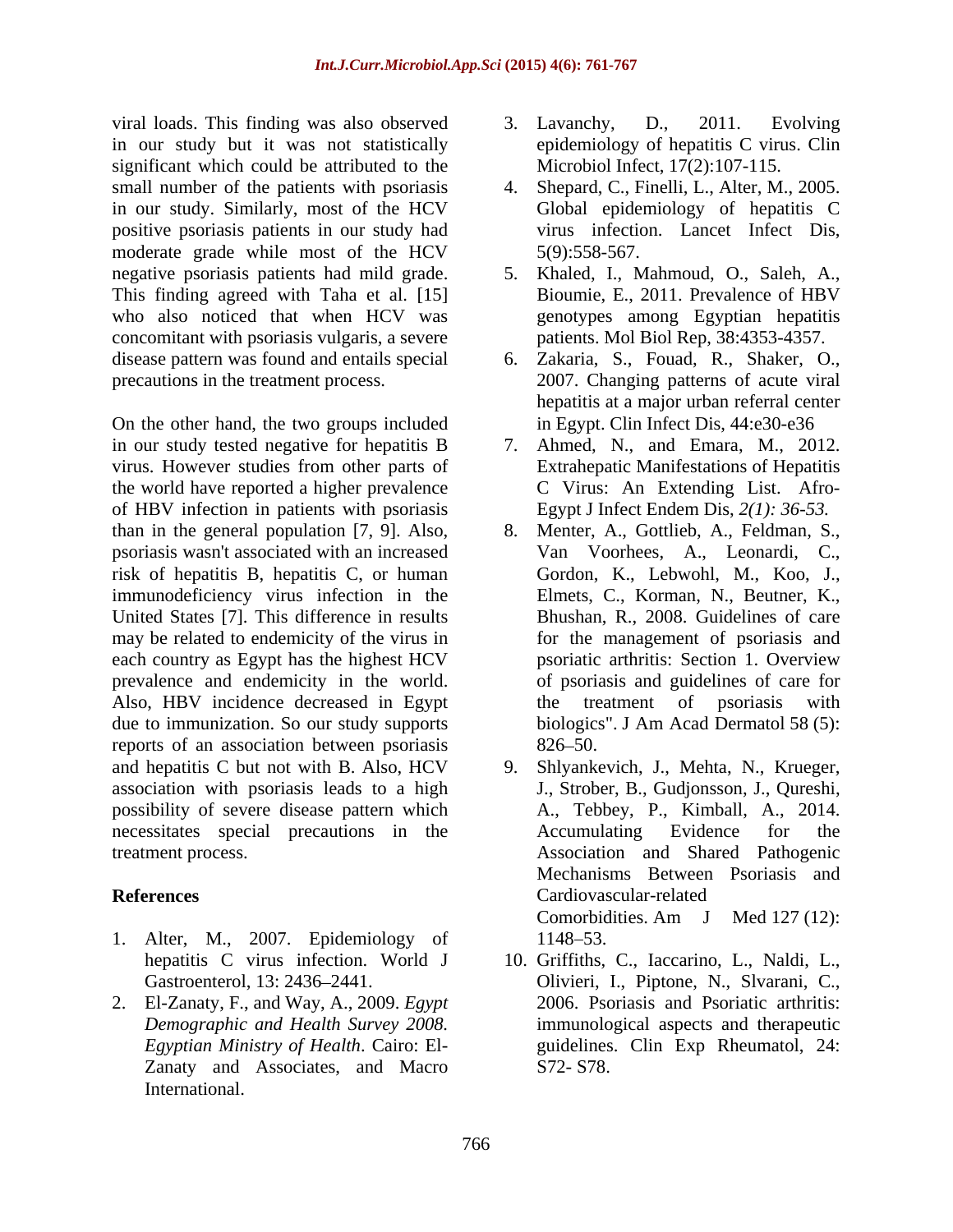viral loads. This finding was also observed in our study but it was not statistically significant which could be attributed to the small number of the patients with psoriasis in our study. Similarly, most of the HCV positive psoriasis patients in our study had moderate grade while most of the HCV negative psoriasis patients had mild grade. This finding agreed with Taha et al. [15] who also noticed that when HCV was concomitant with psoriasis vulgaris, a severe disease pattern was found and entails special precautions in the treatment process.

On the other hand, the two groups included in our study tested negative for hepatitis B virus. However studies from other parts of the world have reported a higher prevalence of HBV infection in patients with psoriasis than in the general population [7, 9]. Also, psoriasis wasn't associated with an increased risk of hepatitis B, hepatitis C, or human immunodeficiency virus infection in the United States [7]. This difference in results may be related to endemicity of the virus in each country as Egypt has the highest HCV prevalence and endemicity in the world. Also, HBV incidence decreased in Egypt due to immunization. So our study supports reports of an association between psoriasis and hepatitis C but not with B. Also, HCV association with psoriasis leads to a high possibility of severe disease pattern which necessitates special precautions in the treatment process.

## References

1. Alter, M., 2007. Epidemiology of hepatitis C virus infection. World J Gastroenterol, 13: 2436–2441.
2. El-Zanaty, F., and Way, A., 2009. *Egypt Demographic and Health Survey 2008. Egyptian Ministry of Health*. Cairo: El-Zanaty and Associates, and Macro International.
3. Lavanchy, D., 2011. Evolving epidemiology of hepatitis C virus. Clin Microbiol Infect, 17(2):107-115.
4. Shepard, C., Finelli, L., Alter, M., 2005. Global epidemiology of hepatitis C virus infection. Lancet Infect Dis, 5(9):558-567.
5. Khaled, I., Mahmoud, O., Saleh, A., Bioumie, E., 2011. Prevalence of HBV genotypes among Egyptian hepatitis patients. Mol Biol Rep, 38:4353-4357.
6. Zakaria, S., Fouad, R., Shaker, O., 2007. Changing patterns of acute viral hepatitis at a major urban referral center in Egypt. Clin Infect Dis, 44:e30-e36
7. Ahmed, N., and Emara, M., 2012. Extrahepatic Manifestations of Hepatitis C Virus: An Extending List. Afro-Egypt J Infect Endem Dis, *2(1): 36-53.*
8. Menter, A., Gottlieb, A., Feldman, S., Van Voorhees, A., Leonardi, C., Gordon, K., Lebwohl, M., Koo, J., Elmets, C., Korman, N., Beutner, K., Bhushan, R., 2008. Guidelines of care for the management of psoriasis and psoriatic arthritis: Section 1. Overview of psoriasis and guidelines of care for the treatment of psoriasis with biologics". J Am Acad Dermatol 58 (5): 826–50.
9. Shlyankevich, J., Mehta, N., Krueger, J., Strober, B., Gudjonsson, J., Qureshi, A., Tebbey, P., Kimball, A., 2014. Accumulating Evidence for the Association and Shared Pathogenic Mechanisms Between Psoriasis and Cardiovascular-related Comorbidities. Am J Med 127 (12): 1148–53.
10. Griffiths, C., Iaccarino, L., Naldi, L., Olivieri, I., Piptone, N., Slvarani, C., 2006. Psoriasis and Psoriatic arthritis: immunological aspects and therapeutic guidelines. Clin Exp Rheumatol, 24: S72- S78.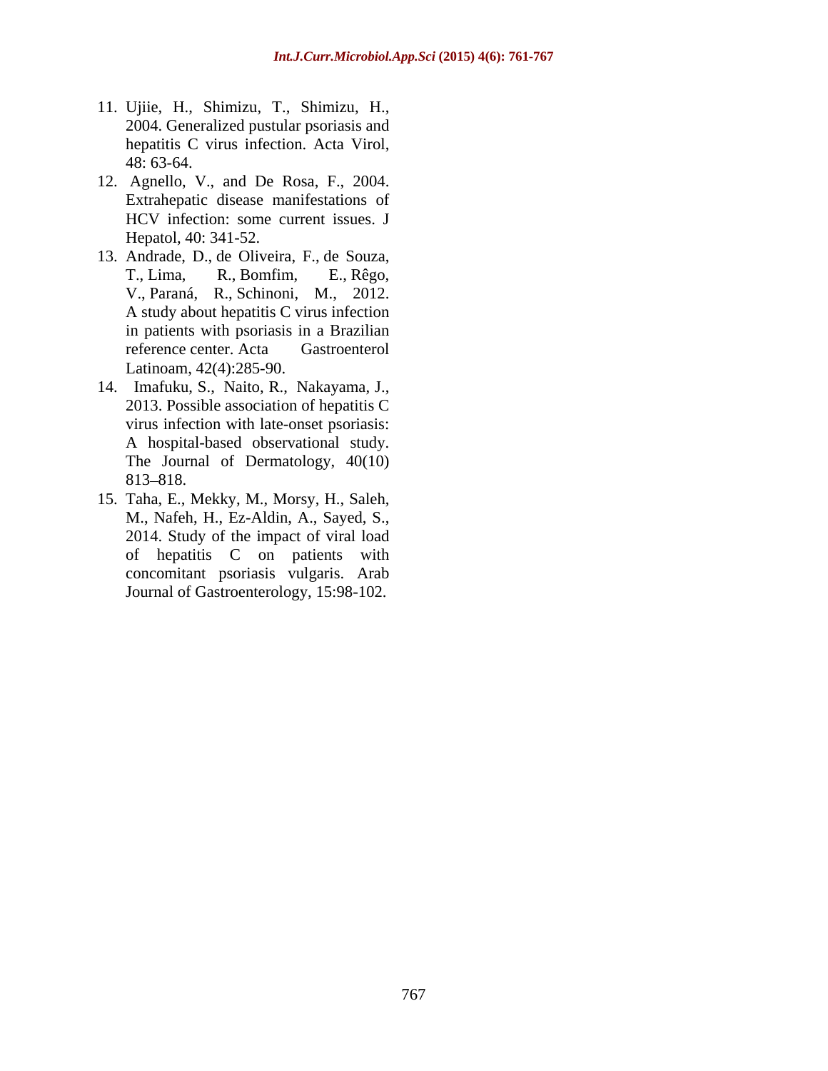11. Ujiie, H., Shimizu, T., Shimizu, H., 2004. Generalized pustular psoriasis and hepatitis C virus infection. Acta Virol, 48: 63-64.
12. Agnello, V., and De Rosa, F., 2004. Extrahepatic disease manifestations of HCV infection: some current issues. J Hepatol, 40: 341-52.
13. Andrade, D., de Oliveira, F., de Souza, T., Lima, R., Bomfim, E., Rêgo, V., Paraná, R., Schinoni, M., 2012. A study about hepatitis C virus infection in patients with psoriasis in a Brazilian reference center. Acta Gastroenterol Latinoam, 42(4):285-90.
14. Imafuku, S., Naito, R., Nakayama, J., 2013. Possible association of hepatitis C virus infection with late-onset psoriasis: A hospital-based observational study. The Journal of Dermatology, 40(10) 813–818.
15. Taha, E., Mekky, M., Morsy, H., Saleh, M., Nafeh, H., Ez-Aldin, A., Sayed, S., 2014. Study of the impact of viral load of hepatitis C on patients with concomitant psoriasis vulgaris. Arab Journal of Gastroenterology, 15:98-102.